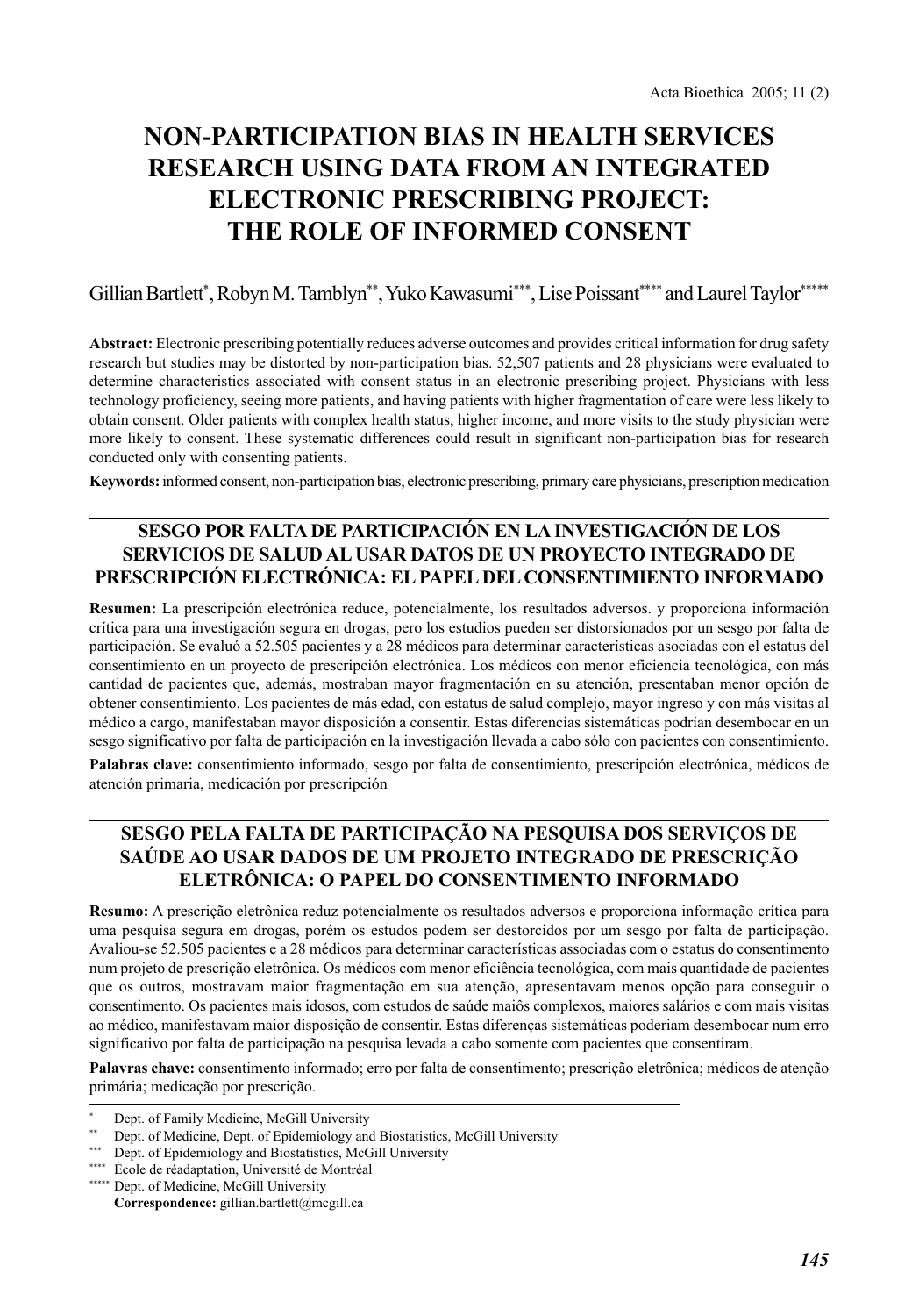# NON-PARTICIPATION BIAS IN HEALTH SERVICES RESEARCH USING DATA FROM AN INTEGRATED ELECTRONIC PRESCRIBING PROJECT: THE ROLE OF INFORMED CONSENT

Gillian Bartlett[*], Robyn M. Tamblyn[**], Yuko Kawasumi[***], Lise Poissant[****] and Laurel Taylor[*****]

**Abstract:** Electronic prescribing potentially reduces adverse outcomes and provides critical information for drug safety research but studies may be distorted by non-participation bias. 52,507 patients and 28 physicians were evaluated to determine characteristics associated with consent status in an electronic prescribing project. Physicians with less technology proficiency, seeing more patients, and having patients with higher fragmentation of care were less likely to obtain consent. Older patients with complex health status, higher income, and more visits to the study physician were more likely to consent. These systematic differences could result in significant non-participation bias for research conducted only with consenting patients.

**Keywords:** informed consent, non-participation bias, electronic prescribing, primary care physicians, prescription medication

## SESGO POR FALTA DE PARTICIPACIÓN EN LA INVESTIGACIÓN DE LOS SERVICIOS DE SALUD AL USAR DATOS DE UN PROYECTO INTEGRADO DE PRESCRIPCIÓN ELECTRÓNICA: EL PAPEL DEL CONSENTIMIENTO INFORMADO

**Resumen:** La prescripción electrónica reduce, potencialmente, los resultados adversos. y proporciona información crítica para una investigación segura en drogas, pero los estudios pueden ser distorsionados por un sesgo por falta de participación. Se evaluó a 52.505 pacientes y a 28 médicos para determinar características asociadas con el estatus del consentimiento en un proyecto de prescripción electrónica. Los médicos con menor eficiencia tecnológica, con más cantidad de pacientes que, además, mostraban mayor fragmentación en su atención, presentaban menor opción de obtener consentimiento. Los pacientes de más edad, con estatus de salud complejo, mayor ingreso y con más visitas al médico a cargo, manifestaban mayor disposición a consentir. Estas diferencias sistemáticas podrían desembocar en un sesgo significativo por falta de participación en la investigación llevada a cabo sólo con pacientes con consentimiento.

**Palabras clave:** consentimiento informado, sesgo por falta de consentimiento, prescripción electrónica, médicos de atención primaria, medicación por prescripción

## SESGO PELA FALTA DE PARTICIPAÇÃO NA PESQUISA DOS SERVIÇOS DE SAÚDE AO USAR DADOS DE UM PROJETO INTEGRADO DE PRESCRIÇÃO ELETRÔNICA: O PAPEL DO CONSENTIMENTO INFORMADO

**Resumo:** A prescrição eletrônica reduz potencialmente os resultados adversos e proporciona informação crítica para uma pesquisa segura em drogas, porém os estudos podem ser destorcidos por um sesgo por falta de participação. Avaliou-se 52.505 pacientes e a 28 médicos para determinar características associadas com o estatus do consentimento num projeto de prescrição eletrônica. Os médicos com menor eficiência tecnológica, com mais quantidade de pacientes que os outros, mostravam maior fragmentação em sua atenção, apresentavam menos opção para conseguir o consentimento. Os pacientes mais idosos, com estudos de saúde maiôs complexos, maiores salários e com mais visitas ao médico, manifestavam maior disposição de consentir. Estas diferenças sistemáticas poderiam desembocar num erro significativo por falta de participação na pesquisa levada a cabo somente com pacientes que consentiram.

**Palavras chave:** consentimento informado; erro por falta de consentimento; prescrição eletrônica; médicos de atenção primária; medicação por prescrição.

---

[*] Dept. of Family Medicine, McGill University

[**] Dept. of Medicine, Dept. of Epidemiology and Biostatistics, McGill University

[***] Dept. of Epidemiology and Biostatistics, McGill University

[****] École de réadaptation, Université de Montréal

[*****] Dept. of Medicine, McGill University

**Correspondence:** gillian.bartlett@mcgill.ca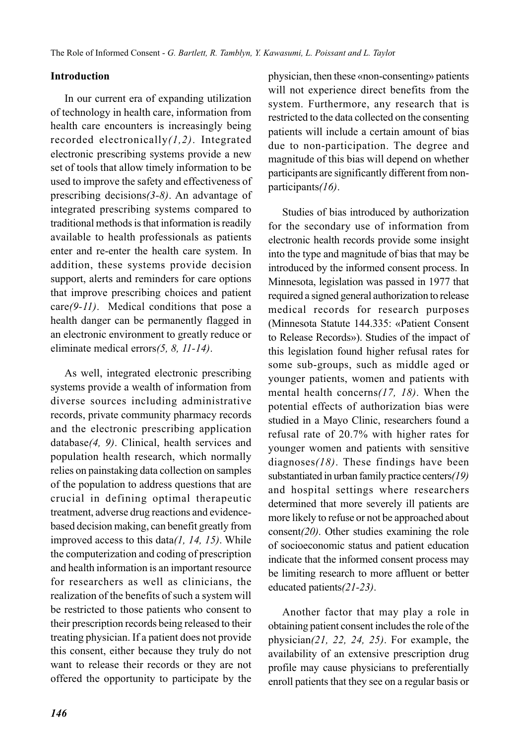## Introduction

In our current era of expanding utilization of technology in health care, information from health care encounters is increasingly being recorded electronically*(1,2)*. Integrated electronic prescribing systems provide a new set of tools that allow timely information to be used to improve the safety and effectiveness of prescribing decisions*(3-8)*. An advantage of integrated prescribing systems compared to traditional methods is that information is readily available to health professionals as patients enter and re-enter the health care system. In addition, these systems provide decision support, alerts and reminders for care options that improve prescribing choices and patient care*(9-11)*. Medical conditions that pose a health danger can be permanently flagged in an electronic environment to greatly reduce or eliminate medical errors*(5, 8, 11-14)*.

As well, integrated electronic prescribing systems provide a wealth of information from diverse sources including administrative records, private community pharmacy records and the electronic prescribing application database*(4, 9)*. Clinical, health services and population health research, which normally relies on painstaking data collection on samples of the population to address questions that are crucial in defining optimal therapeutic treatment, adverse drug reactions and evidence-based decision making, can benefit greatly from improved access to this data*(1, 14, 15)*. While the computerization and coding of prescription and health information is an important resource for researchers as well as clinicians, the realization of the benefits of such a system will be restricted to those patients who consent to their prescription records being released to their treating physician. If a patient does not provide this consent, either because they truly do not want to release their records or they are not offered the opportunity to participate by the physician, then these «non-consenting» patients will not experience direct benefits from the system. Furthermore, any research that is restricted to the data collected on the consenting patients will include a certain amount of bias due to non-participation. The degree and magnitude of this bias will depend on whether participants are significantly different from non-participants*(16)*.

Studies of bias introduced by authorization for the secondary use of information from electronic health records provide some insight into the type and magnitude of bias that may be introduced by the informed consent process. In Minnesota, legislation was passed in 1977 that required a signed general authorization to release medical records for research purposes (Minnesota Statute 144.335: «Patient Consent to Release Records»). Studies of the impact of this legislation found higher refusal rates for some sub-groups, such as middle aged or younger patients, women and patients with mental health concerns*(17, 18)*. When the potential effects of authorization bias were studied in a Mayo Clinic, researchers found a refusal rate of 20.7% with higher rates for younger women and patients with sensitive diagnoses*(18)*. These findings have been substantiated in urban family practice centers*(19)* and hospital settings where researchers determined that more severely ill patients are more likely to refuse or not be approached about consent*(20)*. Other studies examining the role of socioeconomic status and patient education indicate that the informed consent process may be limiting research to more affluent or better educated patients*(21-23)*.

Another factor that may play a role in obtaining patient consent includes the role of the physician*(21, 22, 24, 25)*. For example, the availability of an extensive prescription drug profile may cause physicians to preferentially enroll patients that they see on a regular basis or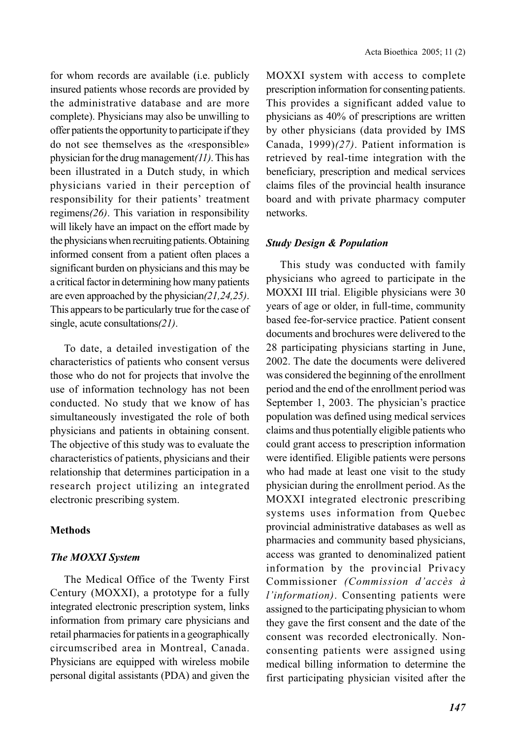for whom records are available (i.e. publicly insured patients whose records are provided by the administrative database and are more complete). Physicians may also be unwilling to offer patients the opportunity to participate if they do not see themselves as the «responsible» physician for the drug management*(11)*. This has been illustrated in a Dutch study, in which physicians varied in their perception of responsibility for their patients' treatment regimens*(26)*. This variation in responsibility will likely have an impact on the effort made by the physicians when recruiting patients. Obtaining informed consent from a patient often places a significant burden on physicians and this may be a critical factor in determining how many patients are even approached by the physician*(21,24,25)*. This appears to be particularly true for the case of single, acute consultations*(21)*.

To date, a detailed investigation of the characteristics of patients who consent versus those who do not for projects that involve the use of information technology has not been conducted. No study that we know of has simultaneously investigated the role of both physicians and patients in obtaining consent. The objective of this study was to evaluate the characteristics of patients, physicians and their relationship that determines participation in a research project utilizing an integrated electronic prescribing system.

## Methods

### *The MOXXI System*

The Medical Office of the Twenty First Century (MOXXI), a prototype for a fully integrated electronic prescription system, links information from primary care physicians and retail pharmacies for patients in a geographically circumscribed area in Montreal, Canada. Physicians are equipped with wireless mobile personal digital assistants (PDA) and given the MOXXI system with access to complete prescription information for consenting patients. This provides a significant added value to physicians as 40% of prescriptions are written by other physicians (data provided by IMS Canada, 1999)*(27)*. Patient information is retrieved by real-time integration with the beneficiary, prescription and medical services claims files of the provincial health insurance board and with private pharmacy computer networks.

### *Study Design & Population*

This study was conducted with family physicians who agreed to participate in the MOXXI III trial. Eligible physicians were 30 years of age or older, in full-time, community based fee-for-service practice. Patient consent documents and brochures were delivered to the 28 participating physicians starting in June, 2002. The date the documents were delivered was considered the beginning of the enrollment period and the end of the enrollment period was September 1, 2003. The physician's practice population was defined using medical services claims and thus potentially eligible patients who could grant access to prescription information were identified. Eligible patients were persons who had made at least one visit to the study physician during the enrollment period. As the MOXXI integrated electronic prescribing systems uses information from Quebec provincial administrative databases as well as pharmacies and community based physicians, access was granted to denominalized patient information by the provincial Privacy Commissioner *(Commission d'accès à l'information)*. Consenting patients were assigned to the participating physician to whom they gave the first consent and the date of the consent was recorded electronically. Non-consenting patients were assigned using medical billing information to determine the first participating physician visited after the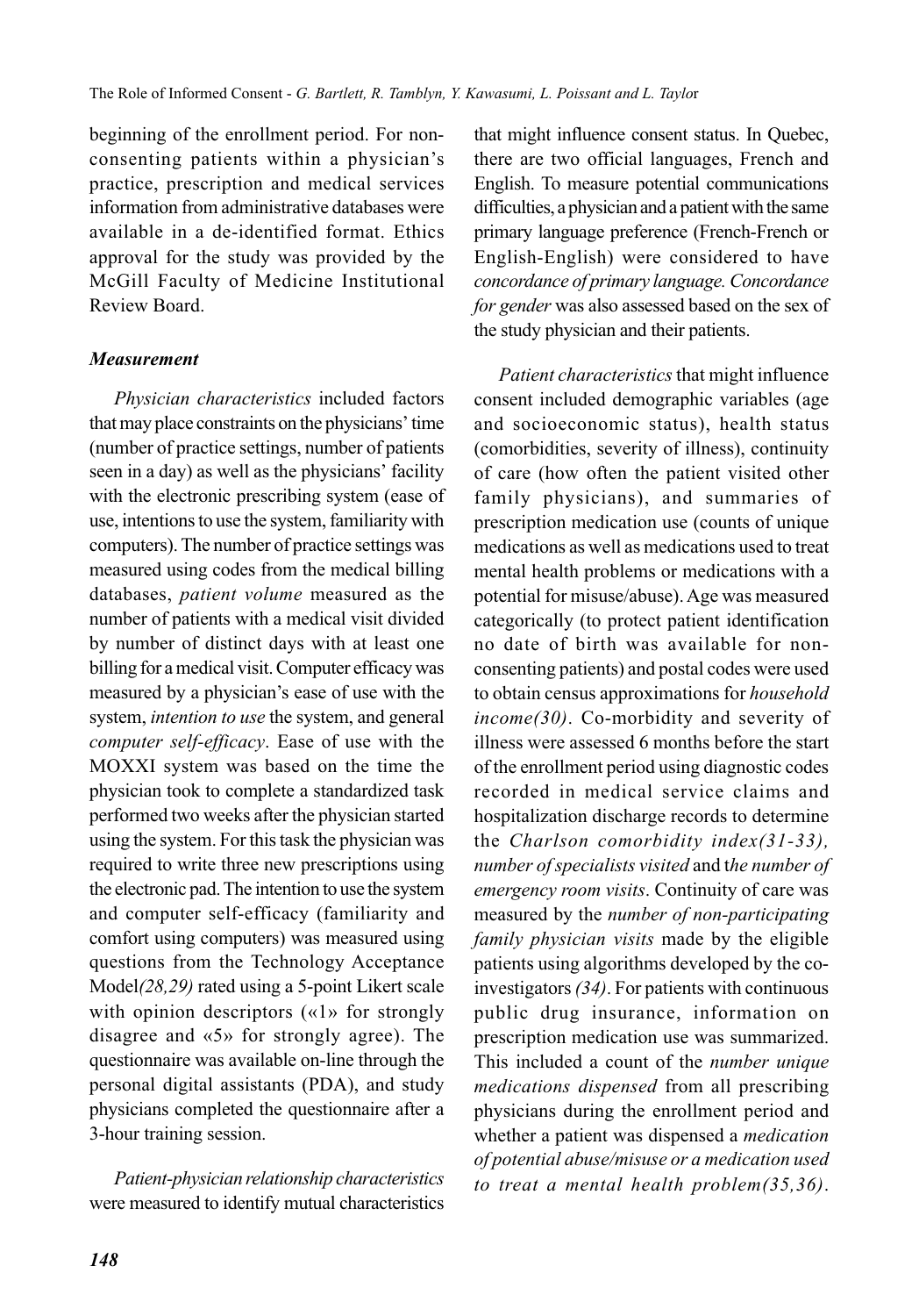beginning of the enrollment period. For non-consenting patients within a physician's practice, prescription and medical services information from administrative databases were available in a de-identified format. Ethics approval for the study was provided by the McGill Faculty of Medicine Institutional Review Board.

### *Measurement*

*Physician characteristics* included factors that may place constraints on the physicians' time (number of practice settings, number of patients seen in a day) as well as the physicians' facility with the electronic prescribing system (ease of use, intentions to use the system, familiarity with computers). The number of practice settings was measured using codes from the medical billing databases, *patient volume* measured as the number of patients with a medical visit divided by number of distinct days with at least one billing for a medical visit. Computer efficacy was measured by a physician's ease of use with the system, *intention to use* the system, and general *computer self-efficacy*. Ease of use with the MOXXI system was based on the time the physician took to complete a standardized task performed two weeks after the physician started using the system. For this task the physician was required to write three new prescriptions using the electronic pad. The intention to use the system and computer self-efficacy (familiarity and comfort using computers) was measured using questions from the Technology Acceptance Model*(28,29)* rated using a 5-point Likert scale with opinion descriptors («1» for strongly disagree and «5» for strongly agree). The questionnaire was available on-line through the personal digital assistants (PDA), and study physicians completed the questionnaire after a 3-hour training session.

*Patient-physician relationship characteristics* were measured to identify mutual characteristics that might influence consent status. In Quebec, there are two official languages, French and English. To measure potential communications difficulties, a physician and a patient with the same primary language preference (French-French or English-English) were considered to have *concordance of primary language. Concordance for gender* was also assessed based on the sex of the study physician and their patients.

*Patient characteristics* that might influence consent included demographic variables (age and socioeconomic status), health status (comorbidities, severity of illness), continuity of care (how often the patient visited other family physicians), and summaries of prescription medication use (counts of unique medications as well as medications used to treat mental health problems or medications with a potential for misuse/abuse). Age was measured categorically (to protect patient identification no date of birth was available for non-consenting patients) and postal codes were used to obtain census approximations for *household income(30)*. Co-morbidity and severity of illness were assessed 6 months before the start of the enrollment period using diagnostic codes recorded in medical service claims and hospitalization discharge records to determine the *Charlson comorbidity index(31-33), number of specialists visited* and t*he number of emergency room visits*. Continuity of care was measured by the *number of non-participating family physician visits* made by the eligible patients using algorithms developed by the co-investigators *(34)*. For patients with continuous public drug insurance, information on prescription medication use was summarized. This included a count of the *number unique medications dispensed* from all prescribing physicians during the enrollment period and whether a patient was dispensed a *medication of potential abuse/misuse or a medication used to treat a mental health problem(35,36)*.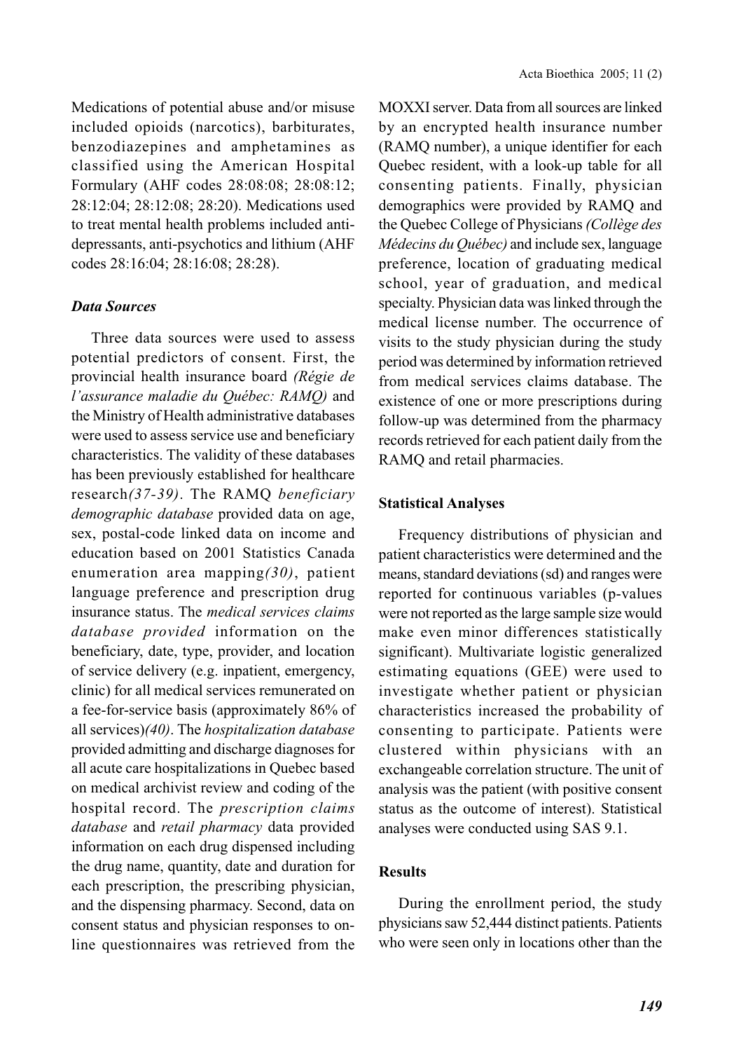Medications of potential abuse and/or misuse included opioids (narcotics), barbiturates, benzodiazepines and amphetamines as classified using the American Hospital Formulary (AHF codes 28:08:08; 28:08:12; 28:12:04; 28:12:08; 28:20). Medications used to treat mental health problems included anti-depressants, anti-psychotics and lithium (AHF codes 28:16:04; 28:16:08; 28:28).

### *Data Sources*

Three data sources were used to assess potential predictors of consent. First, the provincial health insurance board *(Régie de l'assurance maladie du Québec: RAMQ)* and the Ministry of Health administrative databases were used to assess service use and beneficiary characteristics. The validity of these databases has been previously established for healthcare research*(37-39)*. The RAMQ *beneficiary demographic database* provided data on age, sex, postal-code linked data on income and education based on 2001 Statistics Canada enumeration area mapping*(30)*, patient language preference and prescription drug insurance status. The *medical services claims database provided* information on the beneficiary, date, type, provider, and location of service delivery (e.g. inpatient, emergency, clinic) for all medical services remunerated on a fee-for-service basis (approximately 86% of all services)*(40)*. The *hospitalization database* provided admitting and discharge diagnoses for all acute care hospitalizations in Quebec based on medical archivist review and coding of the hospital record. The *prescription claims database* and *retail pharmacy* data provided information on each drug dispensed including the drug name, quantity, date and duration for each prescription, the prescribing physician, and the dispensing pharmacy. Second, data on consent status and physician responses to on-line questionnaires was retrieved from the MOXXI server. Data from all sources are linked by an encrypted health insurance number (RAMQ number), a unique identifier for each Quebec resident, with a look-up table for all consenting patients. Finally, physician demographics were provided by RAMQ and the Quebec College of Physicians *(Collège des Médecins du Québec)* and include sex, language preference, location of graduating medical school, year of graduation, and medical specialty. Physician data was linked through the medical license number. The occurrence of visits to the study physician during the study period was determined by information retrieved from medical services claims database. The existence of one or more prescriptions during follow-up was determined from the pharmacy records retrieved for each patient daily from the RAMQ and retail pharmacies.

### **Statistical Analyses**

Frequency distributions of physician and patient characteristics were determined and the means, standard deviations (sd) and ranges were reported for continuous variables (p-values were not reported as the large sample size would make even minor differences statistically significant). Multivariate logistic generalized estimating equations (GEE) were used to investigate whether patient or physician characteristics increased the probability of consenting to participate. Patients were clustered within physicians with an exchangeable correlation structure. The unit of analysis was the patient (with positive consent status as the outcome of interest). Statistical analyses were conducted using SAS 9.1.

### **Results**

During the enrollment period, the study physicians saw 52,444 distinct patients. Patients who were seen only in locations other than the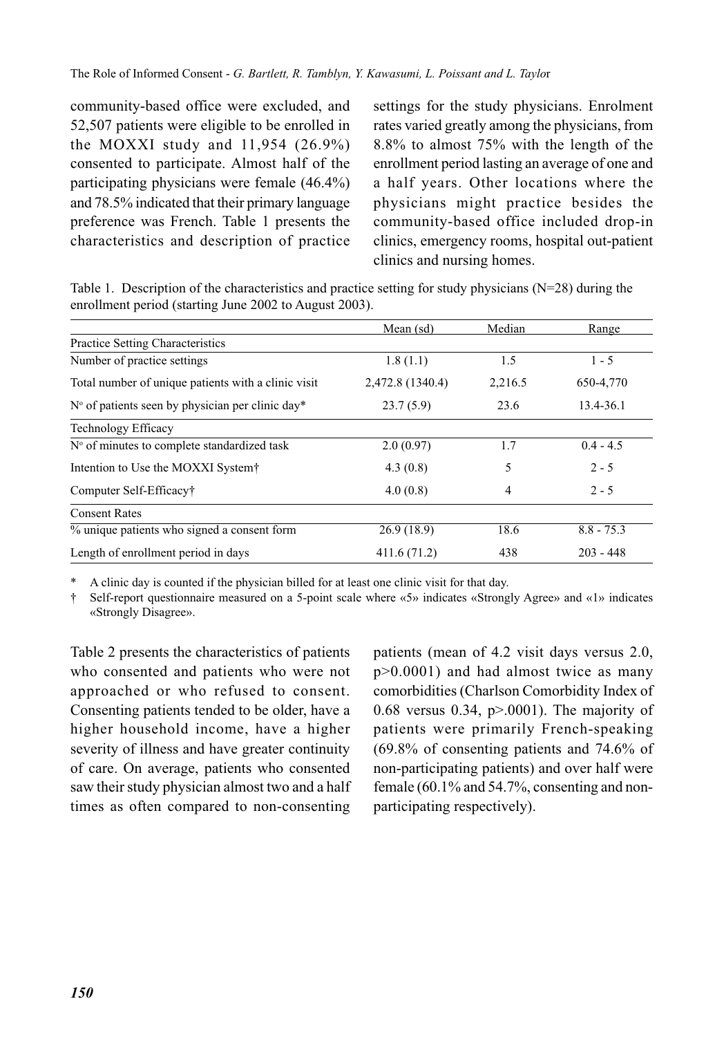community-based office were excluded, and 52,507 patients were eligible to be enrolled in the MOXXI study and 11,954 (26.9%) consented to participate. Almost half of the participating physicians were female (46.4%) and 78.5% indicated that their primary language preference was French. Table 1 presents the characteristics and description of practice settings for the study physicians. Enrolment rates varied greatly among the physicians, from 8.8% to almost 75% with the length of the enrollment period lasting an average of one and a half years. Other locations where the physicians might practice besides the community-based office included drop-in clinics, emergency rooms, hospital out-patient clinics and nursing homes.

Table 1. Description of the characteristics and practice setting for study physicians (N=28) during the enrollment period (starting June 2002 to August 2003).

| | Mean (sd) | Median | Range |
|---|---|---|---|
| Practice Setting Characteristics | | | |
| Number of practice settings | 1.8 (1.1) | 1.5 | 1 - 5 |
| Total number of unique patients with a clinic visit | 2,472.8 (1340.4) | 2,216.5 | 650-4,770 |
| N° of patients seen by physician per clinic day* | 23.7 (5.9) | 23.6 | 13.4-36.1 |
| Technology Efficacy | | | |
| N° of minutes to complete standardized task | 2.0 (0.97) | 1.7 | 0.4 - 4.5 |
| Intention to Use the MOXXI System† | 4.3 (0.8) | 5 | 2 - 5 |
| Computer Self-Efficacy† | 4.0 (0.8) | 4 | 2 - 5 |
| Consent Rates | | | |
| % unique patients who signed a consent form | 26.9 (18.9) | 18.6 | 8.8 - 75.3 |
| Length of enrollment period in days | 411.6 (71.2) | 438 | 203 - 448 |

\* A clinic day is counted if the physician billed for at least one clinic visit for that day.

† Self-report questionnaire measured on a 5-point scale where «5» indicates «Strongly Agree» and «1» indicates «Strongly Disagree».

Table 2 presents the characteristics of patients who consented and patients who were not approached or who refused to consent. Consenting patients tended to be older, have a higher household income, have a higher severity of illness and have greater continuity of care. On average, patients who consented saw their study physician almost two and a half times as often compared to non-consenting patients (mean of 4.2 visit days versus 2.0, $p>0.0001$) and had almost twice as many comorbidities (Charlson Comorbidity Index of 0.68 versus 0.34, $p>.0001$). The majority of patients were primarily French-speaking (69.8% of consenting patients and 74.6% of non-participating patients) and over half were female (60.1% and 54.7%, consenting and non-participating respectively).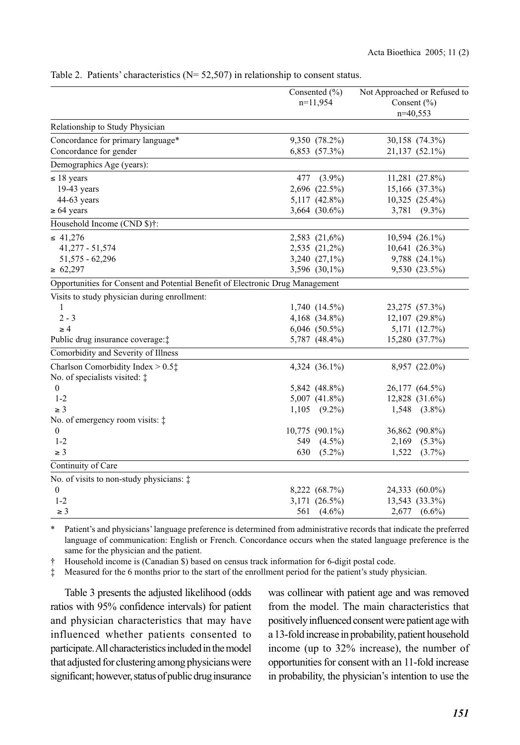Table 2. Patients' characteristics (N= 52,507) in relationship to consent status.

| | Consented (%) n=11,954 | Not Approached or Refused to Consent (%) n=40,553 |
|---|---|---|
| **Relationship to Study Physician** | | |
| Concordance for primary language* | 9,350 (78.2%) | 30,158 (74.3%) |
| Concordance for gender | 6,853 (57.3%) | 21,137 (52.1%) |
| **Demographics Age (years):** | | |
| ≤ 18 years | 477 (3.9%) | 11,281 (27.8%) |
| 19-43 years | 2,696 (22.5%) | 15,166 (37.3%) |
| 44-63 years | 5,117 (42.8%) | 10,325 (25.4%) |
| ≥ 64 years | 3,664 (30.6%) | 3,781 (9.3%) |
| **Household Income (CND $)†:** | | |
| ≤ 41,276 | 2,583 (21,6%) | 10,594 (26.1%) |
| 41,277 - 51,574 | 2,535 (21,2%) | 10,641 (26.3%) |
| 51,575 - 62,296 | 3,240 (27,1%) | 9,788 (24.1%) |
| ≥ 62,297 | 3,596 (30,1%) | 9,530 (23.5%) |
| **Opportunities for Consent and Potential Benefit of Electronic Drug Management** | | |
| Visits to study physician during enrollment: | | |
| 1 | 1,740 (14.5%) | 23,275 (57.3%) |
| 2 - 3 | 4,168 (34.8%) | 12,107 (29.8%) |
| ≥ 4 | 6,046 (50.5%) | 5,171 (12.7%) |
| Public drug insurance coverage:‡ | 5,787 (48.4%) | 15,280 (37.7%) |
| **Comorbidity and Severity of Illness** | | |
| Charlson Comorbidity Index > 0.5‡ | 4,324 (36.1%) | 8,957 (22.0%) |
| No. of specialists visited: ‡ | | |
| 0 | 5,842 (48.8%) | 26,177 (64.5%) |
| 1-2 | 5,007 (41.8%) | 12,828 (31.6%) |
| ≥ 3 | 1,105 (9.2%) | 1,548 (3.8%) |
| No. of emergency room visits: ‡ | | |
| 0 | 10,775 (90.1%) | 36,862 (90.8%) |
| 1-2 | 549 (4.5%) | 2,169 (5.3%) |
| ≥ 3 | 630 (5.2%) | 1,522 (3.7%) |
| **Continuity of Care** | | |
| No. of visits to non-study physicians: ‡ | | |
| 0 | 8,222 (68.7%) | 24,333 (60.0%) |
| 1-2 | 3,171 (26.5%) | 13,543 (33.3%) |
| ≥ 3 | 561 (4.6%) | 2,677 (6.6%) |

\* Patient's and physicians' language preference is determined from administrative records that indicate the preferred language of communication: English or French. Concordance occurs when the stated language preference is the same for the physician and the patient.

† Household income is (Canadian $) based on census track information for 6-digit postal code.

‡ Measured for the 6 months prior to the start of the enrollment period for the patient's study physician.

Table 3 presents the adjusted likelihood (odds ratios with 95% confidence intervals) for patient and physician characteristics that may have influenced whether patients consented to participate. All characteristics included in the model that adjusted for clustering among physicians were significant; however, status of public drug insurance was collinear with patient age and was removed from the model. The main characteristics that positively influenced consent were patient age with a 13-fold increase in probability, patient household income (up to 32% increase), the number of opportunities for consent with an 11-fold increase in probability, the physician's intention to use the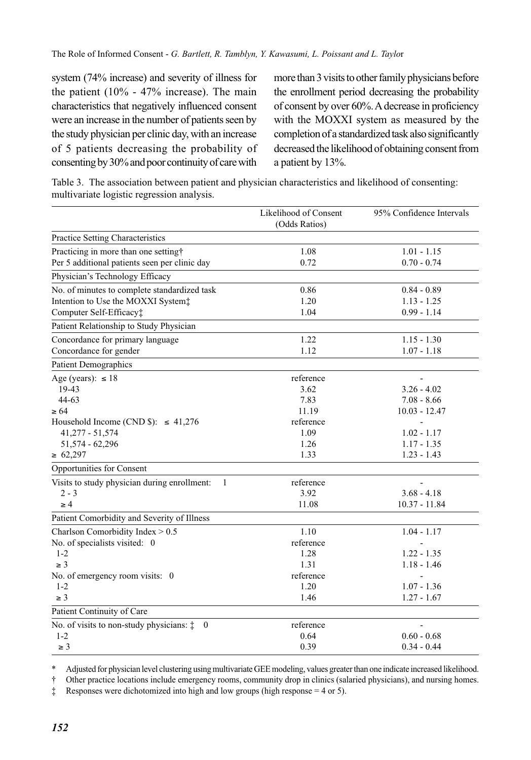system (74% increase) and severity of illness for the patient (10% - 47% increase). The main characteristics that negatively influenced consent were an increase in the number of patients seen by the study physician per clinic day, with an increase of 5 patients decreasing the probability of consenting by 30% and poor continuity of care with more than 3 visits to other family physicians before the enrollment period decreasing the probability of consent by over 60%. A decrease in proficiency with the MOXXI system as measured by the completion of a standardized task also significantly decreased the likelihood of obtaining consent from a patient by 13%.

Table 3. The association between patient and physician characteristics and likelihood of consenting: multivariate logistic regression analysis.

| | Likelihood of Consent (Odds Ratios) | 95% Confidence Intervals |
|---|---|---|
| **Practice Setting Characteristics** | | |
| Practicing in more than one setting† | 1.08 | 1.01 - 1.15 |
| Per 5 additional patients seen per clinic day | 0.72 | 0.70 - 0.74 |
| **Physician's Technology Efficacy** | | |
| No. of minutes to complete standardized task | 0.86 | 0.84 - 0.89 |
| Intention to Use the MOXXI System‡ | 1.20 | 1.13 - 1.25 |
| Computer Self-Efficacy‡ | 1.04 | 0.99 - 1.14 |
| **Patient Relationship to Study Physician** | | |
| Concordance for primary language | 1.22 | 1.15 - 1.30 |
| Concordance for gender | 1.12 | 1.07 - 1.18 |
| **Patient Demographics** | | |
| Age (years): ≤ 18 | reference | - |
| 19-43 | 3.62 | 3.26 - 4.02 |
| 44-63 | 7.83 | 7.08 - 8.66 |
| ≥ 64 | 11.19 | 10.03 - 12.47 |
| Household Income (CND $): ≤ 41,276 | reference | - |
| 41,277 - 51,574 | 1.09 | 1.02 - 1.17 |
| 51,574 - 62,296 | 1.26 | 1.17 - 1.35 |
| ≥ 62,297 | 1.33 | 1.23 - 1.43 |
| **Opportunities for Consent** | | |
| Visits to study physician during enrollment: 1 | reference | - |
| 2 - 3 | 3.92 | 3.68 - 4.18 |
| ≥ 4 | 11.08 | 10.37 - 11.84 |
| **Patient Comorbidity and Severity of Illness** | | |
| Charlson Comorbidity Index > 0.5 | 1.10 | 1.04 - 1.17 |
| No. of specialists visited: 0 | reference | - |
| 1-2 | 1.28 | 1.22 - 1.35 |
| ≥ 3 | 1.31 | 1.18 - 1.46 |
| No. of emergency room visits: 0 | reference | - |
| 1-2 | 1.20 | 1.07 - 1.36 |
| ≥ 3 | 1.46 | 1.27 - 1.67 |
| **Patient Continuity of Care** | | |
| No. of visits to non-study physicians: ‡ 0 | reference | - |
| 1-2 | 0.64 | 0.60 - 0.68 |
| ≥ 3 | 0.39 | 0.34 - 0.44 |

\* Adjusted for physician level clustering using multivariate GEE modeling, values greater than one indicate increased likelihood.

† Other practice locations include emergency rooms, community drop in clinics (salaried physicians), and nursing homes.

‡ Responses were dichotomized into high and low groups (high response = 4 or 5).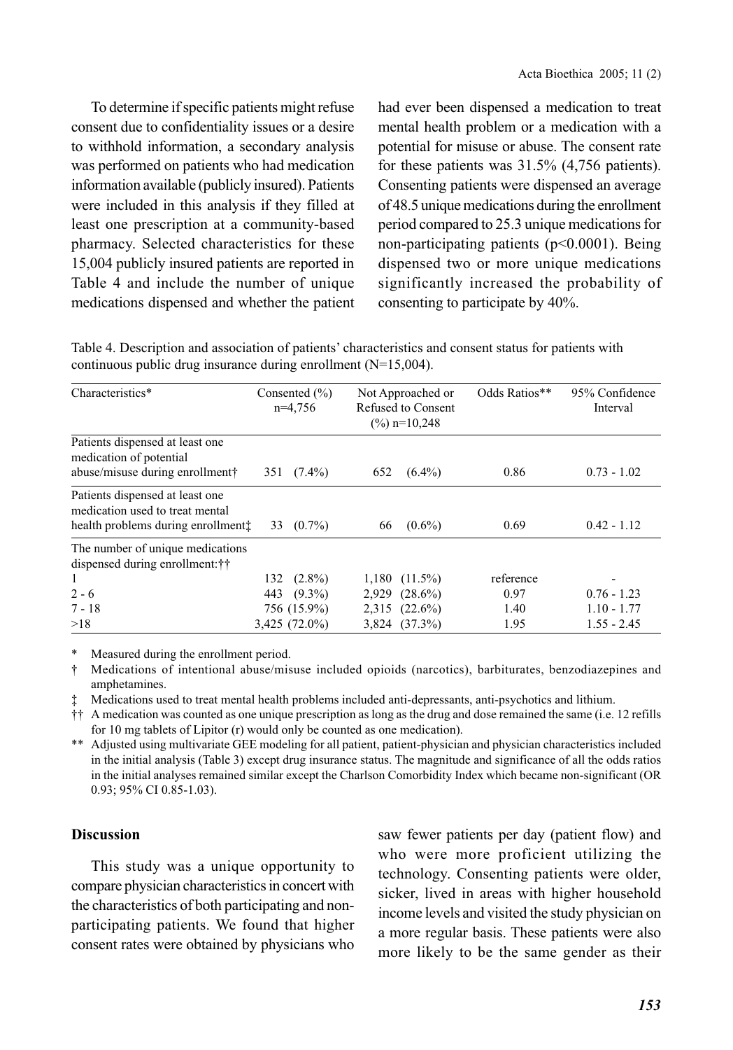To determine if specific patients might refuse consent due to confidentiality issues or a desire to withhold information, a secondary analysis was performed on patients who had medication information available (publicly insured). Patients were included in this analysis if they filled at least one prescription at a community-based pharmacy. Selected characteristics for these 15,004 publicly insured patients are reported in Table 4 and include the number of unique medications dispensed and whether the patient had ever been dispensed a medication to treat mental health problem or a medication with a potential for misuse or abuse. The consent rate for these patients was 31.5% (4,756 patients). Consenting patients were dispensed an average of 48.5 unique medications during the enrollment period compared to 25.3 unique medications for non-participating patients ($p<0.0001$). Being dispensed two or more unique medications significantly increased the probability of consenting to participate by 40%.

Table 4. Description and association of patients' characteristics and consent status for patients with continuous public drug insurance during enrollment (N=15,004).

| Characteristics* | Consented (%) n=4,756 | Not Approached or Refused to Consent (%) n=10,248 | Odds Ratios** | 95% Confidence Interval |
|---|---|---|---|---|
| Patients dispensed at least one medication of potential abuse/misuse during enrollment† | 351 (7.4%) | 652 (6.4%) | 0.86 | 0.73 - 1.02 |
| Patients dispensed at least one medication used to treat mental health problems during enrollment‡ | 33 (0.7%) | 66 (0.6%) | 0.69 | 0.42 - 1.12 |
| The number of unique medications dispensed during enrollment:†† | | | | |
| 1 | 132 (2.8%) | 1,180 (11.5%) | reference | - |
| 2 - 6 | 443 (9.3%) | 2,929 (28.6%) | 0.97 | 0.76 - 1.23 |
| 7 - 18 | 756 (15.9%) | 2,315 (22.6%) | 1.40 | 1.10 - 1.77 |
| >18 | 3,425 (72.0%) | 3,824 (37.3%) | 1.95 | 1.55 - 2.45 |

\* Measured during the enrollment period.

† Medications of intentional abuse/misuse included opioids (narcotics), barbiturates, benzodiazepines and amphetamines.

‡ Medications used to treat mental health problems included anti-depressants, anti-psychotics and lithium.

†† A medication was counted as one unique prescription as long as the drug and dose remained the same (i.e. 12 refills for 10 mg tablets of Lipitor (r) would only be counted as one medication).

\*\* Adjusted using multivariate GEE modeling for all patient, patient-physician and physician characteristics included in the initial analysis (Table 3) except drug insurance status. The magnitude and significance of all the odds ratios in the initial analyses remained similar except the Charlson Comorbidity Index which became non-significant (OR 0.93; 95% CI 0.85-1.03).

## Discussion

This study was a unique opportunity to compare physician characteristics in concert with the characteristics of both participating and non-participating patients. We found that higher consent rates were obtained by physicians who saw fewer patients per day (patient flow) and who were more proficient utilizing the technology. Consenting patients were older, sicker, lived in areas with higher household income levels and visited the study physician on a more regular basis. These patients were also more likely to be the same gender as their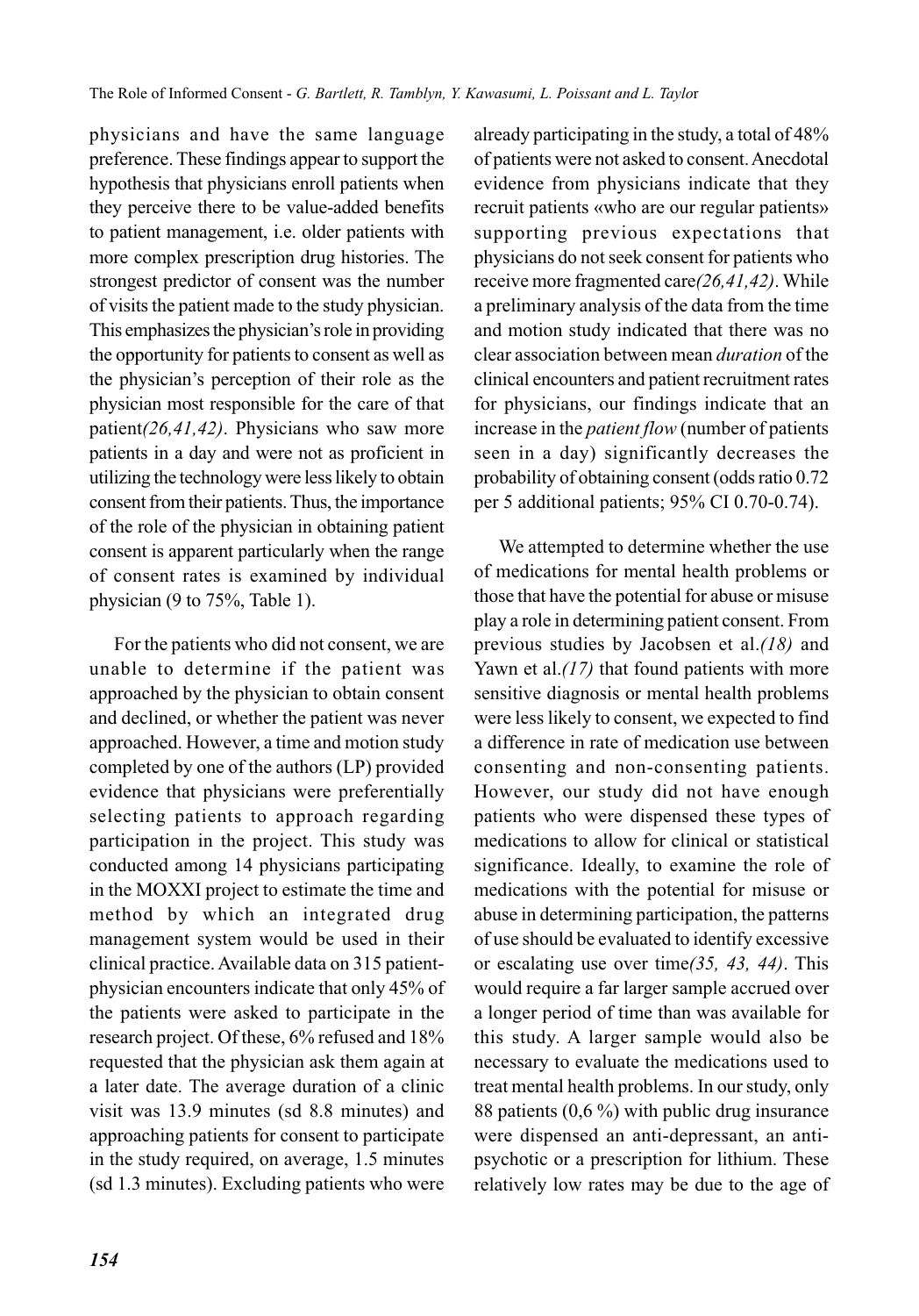physicians and have the same language preference. These findings appear to support the hypothesis that physicians enroll patients when they perceive there to be value-added benefits to patient management, i.e. older patients with more complex prescription drug histories. The strongest predictor of consent was the number of visits the patient made to the study physician. This emphasizes the physician's role in providing the opportunity for patients to consent as well as the physician's perception of their role as the physician most responsible for the care of that patient*(26,41,42)*. Physicians who saw more patients in a day and were not as proficient in utilizing the technology were less likely to obtain consent from their patients. Thus, the importance of the role of the physician in obtaining patient consent is apparent particularly when the range of consent rates is examined by individual physician (9 to 75%, Table 1).

For the patients who did not consent, we are unable to determine if the patient was approached by the physician to obtain consent and declined, or whether the patient was never approached. However, a time and motion study completed by one of the authors (LP) provided evidence that physicians were preferentially selecting patients to approach regarding participation in the project. This study was conducted among 14 physicians participating in the MOXXI project to estimate the time and method by which an integrated drug management system would be used in their clinical practice. Available data on 315 patient-physician encounters indicate that only 45% of the patients were asked to participate in the research project. Of these, 6% refused and 18% requested that the physician ask them again at a later date. The average duration of a clinic visit was 13.9 minutes (sd 8.8 minutes) and approaching patients for consent to participate in the study required, on average, 1.5 minutes (sd 1.3 minutes). Excluding patients who were already participating in the study, a total of 48% of patients were not asked to consent. Anecdotal evidence from physicians indicate that they recruit patients «who are our regular patients» supporting previous expectations that physicians do not seek consent for patients who receive more fragmented care*(26,41,42)*. While a preliminary analysis of the data from the time and motion study indicated that there was no clear association between mean *duration* of the clinical encounters and patient recruitment rates for physicians, our findings indicate that an increase in the *patient flow* (number of patients seen in a day) significantly decreases the probability of obtaining consent (odds ratio 0.72 per 5 additional patients; 95% CI 0.70-0.74).

We attempted to determine whether the use of medications for mental health problems or those that have the potential for abuse or misuse play a role in determining patient consent. From previous studies by Jacobsen et al.*(18)* and Yawn et al.*(17)* that found patients with more sensitive diagnosis or mental health problems were less likely to consent, we expected to find a difference in rate of medication use between consenting and non-consenting patients. However, our study did not have enough patients who were dispensed these types of medications to allow for clinical or statistical significance. Ideally, to examine the role of medications with the potential for misuse or abuse in determining participation, the patterns of use should be evaluated to identify excessive or escalating use over time*(35, 43, 44)*. This would require a far larger sample accrued over a longer period of time than was available for this study. A larger sample would also be necessary to evaluate the medications used to treat mental health problems. In our study, only 88 patients (0,6 %) with public drug insurance were dispensed an anti-depressant, an anti-psychotic or a prescription for lithium. These relatively low rates may be due to the age of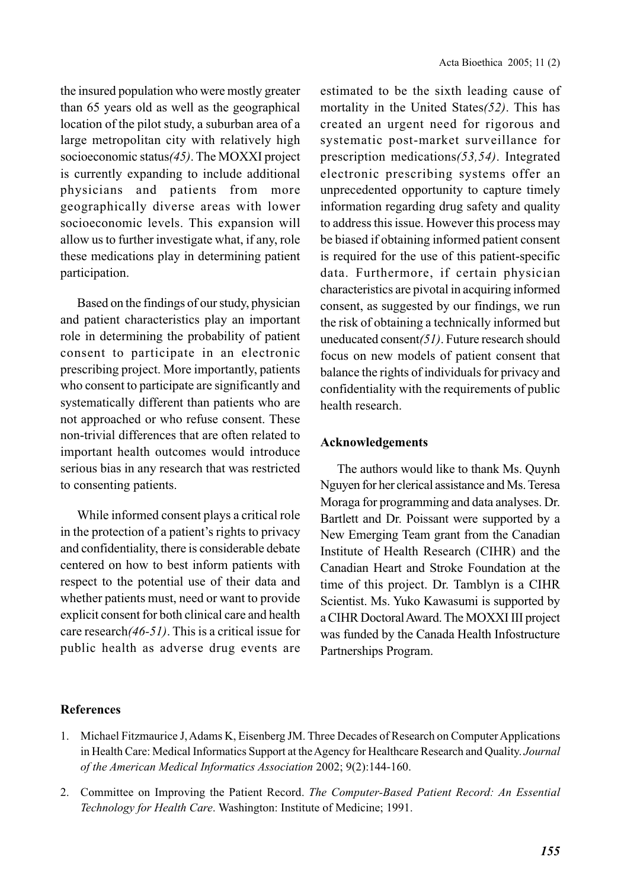the insured population who were mostly greater than 65 years old as well as the geographical location of the pilot study, a suburban area of a large metropolitan city with relatively high socioeconomic status*(45)*. The MOXXI project is currently expanding to include additional physicians and patients from more geographically diverse areas with lower socioeconomic levels. This expansion will allow us to further investigate what, if any, role these medications play in determining patient participation.

Based on the findings of our study, physician and patient characteristics play an important role in determining the probability of patient consent to participate in an electronic prescribing project. More importantly, patients who consent to participate are significantly and systematically different than patients who are not approached or who refuse consent. These non-trivial differences that are often related to important health outcomes would introduce serious bias in any research that was restricted to consenting patients.

While informed consent plays a critical role in the protection of a patient's rights to privacy and confidentiality, there is considerable debate centered on how to best inform patients with respect to the potential use of their data and whether patients must, need or want to provide explicit consent for both clinical care and health care research*(46-51)*. This is a critical issue for public health as adverse drug events are estimated to be the sixth leading cause of mortality in the United States*(52)*. This has created an urgent need for rigorous and systematic post-market surveillance for prescription medications*(53,54)*. Integrated electronic prescribing systems offer an unprecedented opportunity to capture timely information regarding drug safety and quality to address this issue. However this process may be biased if obtaining informed patient consent is required for the use of this patient-specific data. Furthermore, if certain physician characteristics are pivotal in acquiring informed consent, as suggested by our findings, we run the risk of obtaining a technically informed but uneducated consent*(51)*. Future research should focus on new models of patient consent that balance the rights of individuals for privacy and confidentiality with the requirements of public health research.

## Acknowledgements

The authors would like to thank Ms. Quynh Nguyen for her clerical assistance and Ms. Teresa Moraga for programming and data analyses. Dr. Bartlett and Dr. Poissant were supported by a New Emerging Team grant from the Canadian Institute of Health Research (CIHR) and the Canadian Heart and Stroke Foundation at the time of this project. Dr. Tamblyn is a CIHR Scientist. Ms. Yuko Kawasumi is supported by a CIHR Doctoral Award. The MOXXI III project was funded by the Canada Health Infostructure Partnerships Program.

## References

1. Michael Fitzmaurice J, Adams K, Eisenberg JM. Three Decades of Research on Computer Applications in Health Care: Medical Informatics Support at the Agency for Healthcare Research and Quality. *Journal of the American Medical Informatics Association* 2002; 9(2):144-160.

2. Committee on Improving the Patient Record. *The Computer-Based Patient Record: An Essential Technology for Health Care*. Washington: Institute of Medicine; 1991.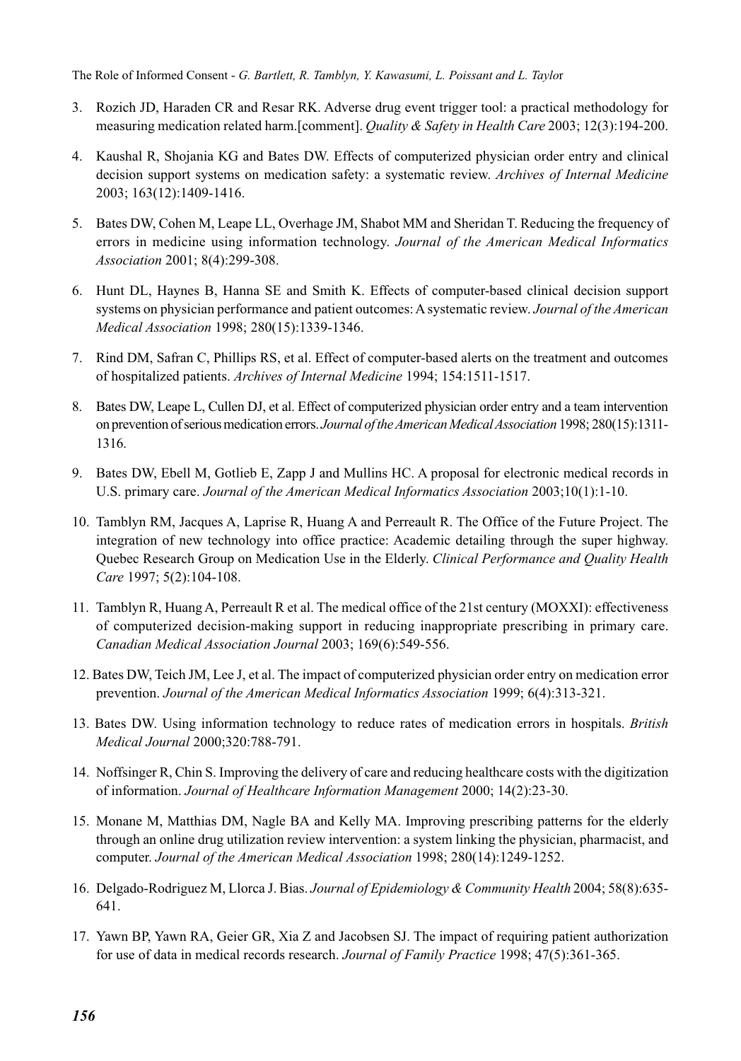3. Rozich JD, Haraden CR and Resar RK. Adverse drug event trigger tool: a practical methodology for measuring medication related harm.[comment]. *Quality & Safety in Health Care* 2003; 12(3):194-200.

4. Kaushal R, Shojania KG and Bates DW. Effects of computerized physician order entry and clinical decision support systems on medication safety: a systematic review. *Archives of Internal Medicine* 2003; 163(12):1409-1416.

5. Bates DW, Cohen M, Leape LL, Overhage JM, Shabot MM and Sheridan T. Reducing the frequency of errors in medicine using information technology. *Journal of the American Medical Informatics Association* 2001; 8(4):299-308.

6. Hunt DL, Haynes B, Hanna SE and Smith K. Effects of computer-based clinical decision support systems on physician performance and patient outcomes: A systematic review. *Journal of the American Medical Association* 1998; 280(15):1339-1346.

7. Rind DM, Safran C, Phillips RS, et al. Effect of computer-based alerts on the treatment and outcomes of hospitalized patients. *Archives of Internal Medicine* 1994; 154:1511-1517.

8. Bates DW, Leape L, Cullen DJ, et al. Effect of computerized physician order entry and a team intervention on prevention of serious medication errors. *Journal of the American Medical Association* 1998; 280(15):1311-1316.

9. Bates DW, Ebell M, Gotlieb E, Zapp J and Mullins HC. A proposal for electronic medical records in U.S. primary care. *Journal of the American Medical Informatics Association* 2003;10(1):1-10.

10. Tamblyn RM, Jacques A, Laprise R, Huang A and Perreault R. The Office of the Future Project. The integration of new technology into office practice: Academic detailing through the super highway. Quebec Research Group on Medication Use in the Elderly. *Clinical Performance and Quality Health Care* 1997; 5(2):104-108.

11. Tamblyn R, Huang A, Perreault R et al. The medical office of the 21st century (MOXXI): effectiveness of computerized decision-making support in reducing inappropriate prescribing in primary care. *Canadian Medical Association Journal* 2003; 169(6):549-556.

12. Bates DW, Teich JM, Lee J, et al. The impact of computerized physician order entry on medication error prevention. *Journal of the American Medical Informatics Association* 1999; 6(4):313-321.

13. Bates DW. Using information technology to reduce rates of medication errors in hospitals. *British Medical Journal* 2000;320:788-791.

14. Noffsinger R, Chin S. Improving the delivery of care and reducing healthcare costs with the digitization of information. *Journal of Healthcare Information Management* 2000; 14(2):23-30.

15. Monane M, Matthias DM, Nagle BA and Kelly MA. Improving prescribing patterns for the elderly through an online drug utilization review intervention: a system linking the physician, pharmacist, and computer. *Journal of the American Medical Association* 1998; 280(14):1249-1252.

16. Delgado-Rodriguez M, Llorca J. Bias. *Journal of Epidemiology & Community Health* 2004; 58(8):635-641.

17. Yawn BP, Yawn RA, Geier GR, Xia Z and Jacobsen SJ. The impact of requiring patient authorization for use of data in medical records research. *Journal of Family Practice* 1998; 47(5):361-365.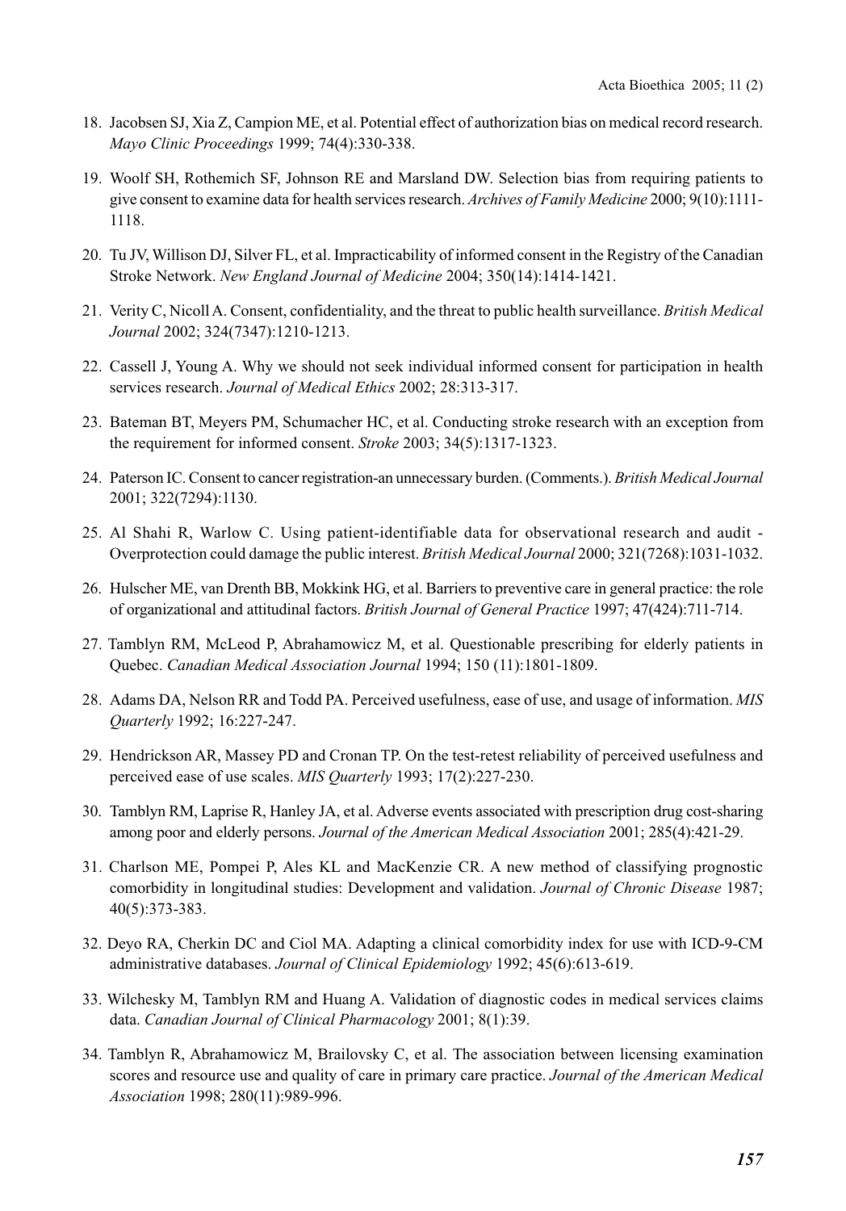18. Jacobsen SJ, Xia Z, Campion ME, et al. Potential effect of authorization bias on medical record research. *Mayo Clinic Proceedings* 1999; 74(4):330-338.

19. Woolf SH, Rothemich SF, Johnson RE and Marsland DW. Selection bias from requiring patients to give consent to examine data for health services research. *Archives of Family Medicine* 2000; 9(10):1111-1118.

20. Tu JV, Willison DJ, Silver FL, et al. Impracticability of informed consent in the Registry of the Canadian Stroke Network. *New England Journal of Medicine* 2004; 350(14):1414-1421.

21. Verity C, Nicoll A. Consent, confidentiality, and the threat to public health surveillance. *British Medical Journal* 2002; 324(7347):1210-1213.

22. Cassell J, Young A. Why we should not seek individual informed consent for participation in health services research. *Journal of Medical Ethics* 2002; 28:313-317.

23. Bateman BT, Meyers PM, Schumacher HC, et al. Conducting stroke research with an exception from the requirement for informed consent. *Stroke* 2003; 34(5):1317-1323.

24. Paterson IC. Consent to cancer registration-an unnecessary burden. (Comments.). *British Medical Journal* 2001; 322(7294):1130.

25. Al Shahi R, Warlow C. Using patient-identifiable data for observational research and audit - Overprotection could damage the public interest. *British Medical Journal* 2000; 321(7268):1031-1032.

26. Hulscher ME, van Drenth BB, Mokkink HG, et al. Barriers to preventive care in general practice: the role of organizational and attitudinal factors. *British Journal of General Practice* 1997; 47(424):711-714.

27. Tamblyn RM, McLeod P, Abrahamowicz M, et al. Questionable prescribing for elderly patients in Quebec. *Canadian Medical Association Journal* 1994; 150 (11):1801-1809.

28. Adams DA, Nelson RR and Todd PA. Perceived usefulness, ease of use, and usage of information. *MIS Quarterly* 1992; 16:227-247.

29. Hendrickson AR, Massey PD and Cronan TP. On the test-retest reliability of perceived usefulness and perceived ease of use scales. *MIS Quarterly* 1993; 17(2):227-230.

30. Tamblyn RM, Laprise R, Hanley JA, et al. Adverse events associated with prescription drug cost-sharing among poor and elderly persons. *Journal of the American Medical Association* 2001; 285(4):421-29.

31. Charlson ME, Pompei P, Ales KL and MacKenzie CR. A new method of classifying prognostic comorbidity in longitudinal studies: Development and validation. *Journal of Chronic Disease* 1987; 40(5):373-383.

32. Deyo RA, Cherkin DC and Ciol MA. Adapting a clinical comorbidity index for use with ICD-9-CM administrative databases. *Journal of Clinical Epidemiology* 1992; 45(6):613-619.

33. Wilchesky M, Tamblyn RM and Huang A. Validation of diagnostic codes in medical services claims data. *Canadian Journal of Clinical Pharmacology* 2001; 8(1):39.

34. Tamblyn R, Abrahamowicz M, Brailovsky C, et al. The association between licensing examination scores and resource use and quality of care in primary care practice. *Journal of the American Medical Association* 1998; 280(11):989-996.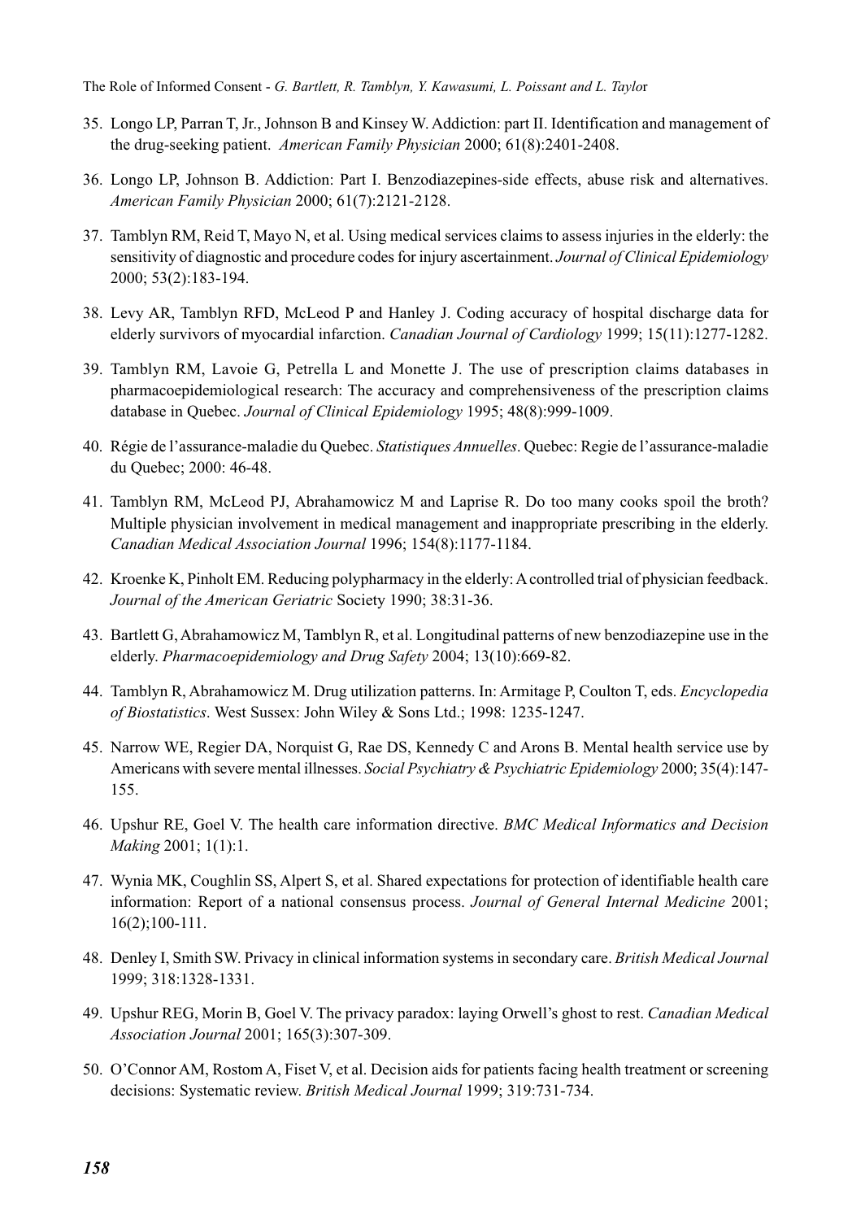35. Longo LP, Parran T, Jr., Johnson B and Kinsey W. Addiction: part II. Identification and management of the drug-seeking patient. *American Family Physician* 2000; 61(8):2401-2408.

36. Longo LP, Johnson B. Addiction: Part I. Benzodiazepines-side effects, abuse risk and alternatives. *American Family Physician* 2000; 61(7):2121-2128.

37. Tamblyn RM, Reid T, Mayo N, et al. Using medical services claims to assess injuries in the elderly: the sensitivity of diagnostic and procedure codes for injury ascertainment. *Journal of Clinical Epidemiology* 2000; 53(2):183-194.

38. Levy AR, Tamblyn RFD, McLeod P and Hanley J. Coding accuracy of hospital discharge data for elderly survivors of myocardial infarction. *Canadian Journal of Cardiology* 1999; 15(11):1277-1282.

39. Tamblyn RM, Lavoie G, Petrella L and Monette J. The use of prescription claims databases in pharmacoepidemiological research: The accuracy and comprehensiveness of the prescription claims database in Quebec. *Journal of Clinical Epidemiology* 1995; 48(8):999-1009.

40. Régie de l'assurance-maladie du Quebec. *Statistiques Annuelles*. Quebec: Regie de l'assurance-maladie du Quebec; 2000: 46-48.

41. Tamblyn RM, McLeod PJ, Abrahamowicz M and Laprise R. Do too many cooks spoil the broth? Multiple physician involvement in medical management and inappropriate prescribing in the elderly. *Canadian Medical Association Journal* 1996; 154(8):1177-1184.

42. Kroenke K, Pinholt EM. Reducing polypharmacy in the elderly: A controlled trial of physician feedback. *Journal of the American Geriatric* Society 1990; 38:31-36.

43. Bartlett G, Abrahamowicz M, Tamblyn R, et al. Longitudinal patterns of new benzodiazepine use in the elderly. *Pharmacoepidemiology and Drug Safety* 2004; 13(10):669-82.

44. Tamblyn R, Abrahamowicz M. Drug utilization patterns. In: Armitage P, Coulton T, eds. *Encyclopedia of Biostatistics*. West Sussex: John Wiley & Sons Ltd.; 1998: 1235-1247.

45. Narrow WE, Regier DA, Norquist G, Rae DS, Kennedy C and Arons B. Mental health service use by Americans with severe mental illnesses. *Social Psychiatry & Psychiatric Epidemiology* 2000; 35(4):147-155.

46. Upshur RE, Goel V. The health care information directive. *BMC Medical Informatics and Decision Making* 2001; 1(1):1.

47. Wynia MK, Coughlin SS, Alpert S, et al. Shared expectations for protection of identifiable health care information: Report of a national consensus process. *Journal of General Internal Medicine* 2001; 16(2);100-111.

48. Denley I, Smith SW. Privacy in clinical information systems in secondary care. *British Medical Journal* 1999; 318:1328-1331.

49. Upshur REG, Morin B, Goel V. The privacy paradox: laying Orwell's ghost to rest. *Canadian Medical Association Journal* 2001; 165(3):307-309.

50. O'Connor AM, Rostom A, Fiset V, et al. Decision aids for patients facing health treatment or screening decisions: Systematic review. *British Medical Journal* 1999; 319:731-734.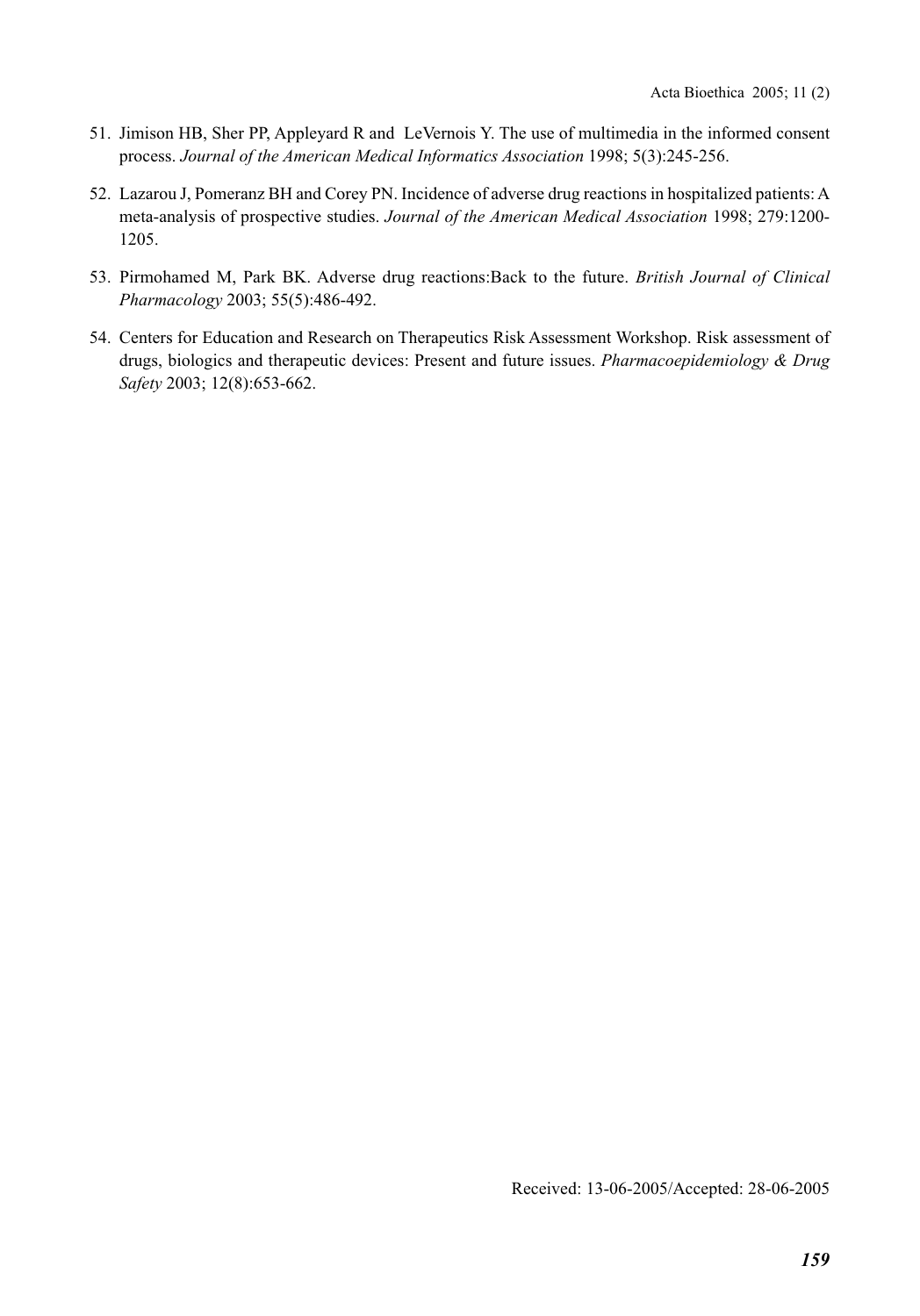51. Jimison HB, Sher PP, Appleyard R and LeVernois Y. The use of multimedia in the informed consent process. *Journal of the American Medical Informatics Association* 1998; 5(3):245-256.

52. Lazarou J, Pomeranz BH and Corey PN. Incidence of adverse drug reactions in hospitalized patients: A meta-analysis of prospective studies. *Journal of the American Medical Association* 1998; 279:1200-1205.

53. Pirmohamed M, Park BK. Adverse drug reactions:Back to the future. *British Journal of Clinical Pharmacology* 2003; 55(5):486-492.

54. Centers for Education and Research on Therapeutics Risk Assessment Workshop. Risk assessment of drugs, biologics and therapeutic devices: Present and future issues. *Pharmacoepidemiology & Drug Safety* 2003; 12(8):653-662.

Received: 13-06-2005/Accepted: 28-06-2005